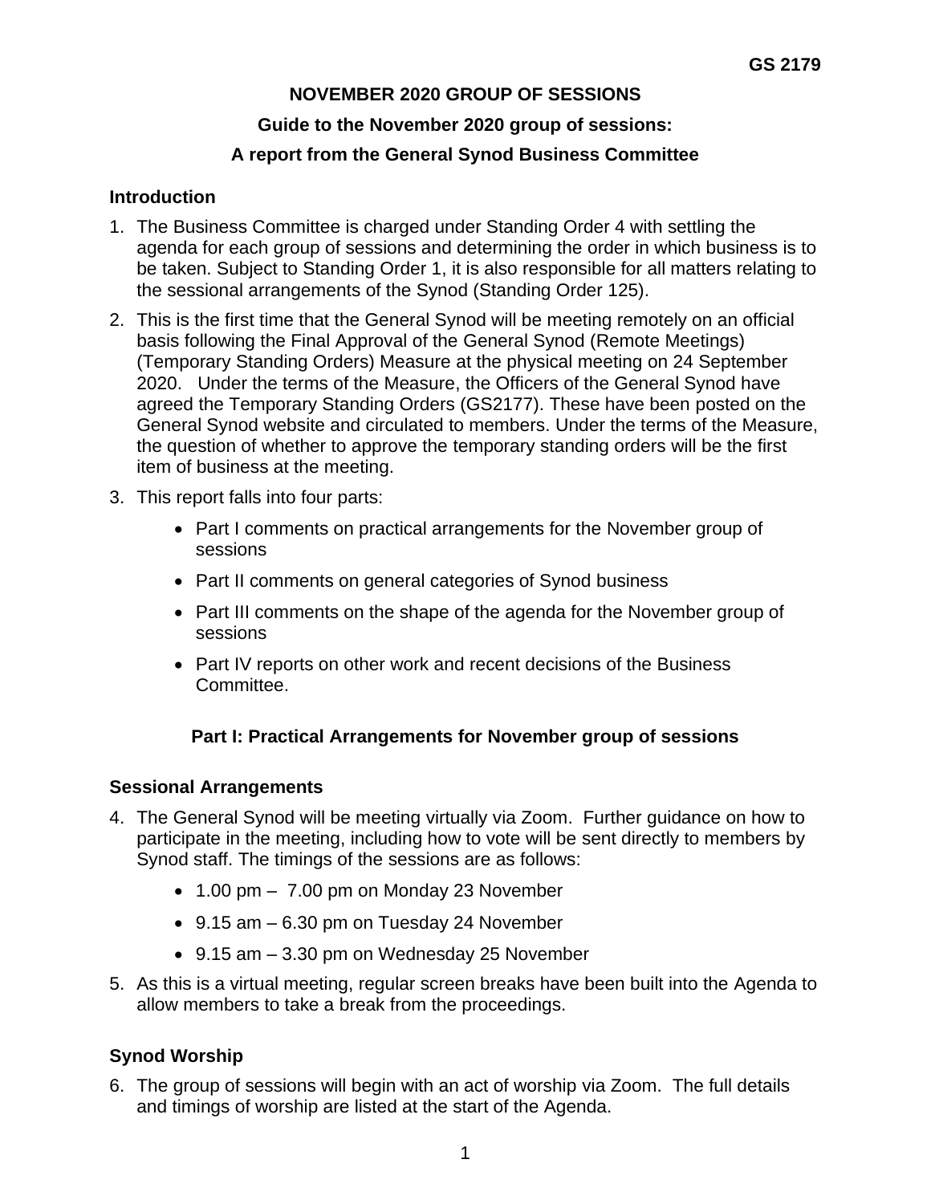GS 2179

**NOVEMBER 2020 GROUP OF SESSIONS**

**Guide to the November 2020 group of sessions:**

**A report from the General Synod Business Committee**

## Introduction

1. The Business Committee is charged under Standing Order 4 with settling the agenda for each group of sessions and determining the order in which business is to be taken. Subject to Standing Order 1, it is also responsible for all matters relating to the sessional arrangements of the Synod (Standing Order 125).
2. This is the first time that the General Synod will be meeting remotely on an official basis following the Final Approval of the General Synod (Remote Meetings) (Temporary Standing Orders) Measure at the physical meeting on 24 September 2020. Under the terms of the Measure, the Officers of the General Synod have agreed the Temporary Standing Orders (GS2177). These have been posted on the General Synod website and circulated to members. Under the terms of the Measure, the question of whether to approve the temporary standing orders will be the first item of business at the meeting.
3. This report falls into four parts:
   - Part I comments on practical arrangements for the November group of sessions
   - Part II comments on general categories of Synod business
   - Part III comments on the shape of the agenda for the November group of sessions
   - Part IV reports on other work and recent decisions of the Business Committee.

## Part I: Practical Arrangements for November group of sessions

### Sessional Arrangements

4. The General Synod will be meeting virtually via Zoom. Further guidance on how to participate in the meeting, including how to vote will be sent directly to members by Synod staff. The timings of the sessions are as follows:
   - 1.00 pm – 7.00 pm on Monday 23 November
   - 9.15 am – 6.30 pm on Tuesday 24 November
   - 9.15 am – 3.30 pm on Wednesday 25 November
5. As this is a virtual meeting, regular screen breaks have been built into the Agenda to allow members to take a break from the proceedings.

### Synod Worship

6. The group of sessions will begin with an act of worship via Zoom. The full details and timings of worship are listed at the start of the Agenda.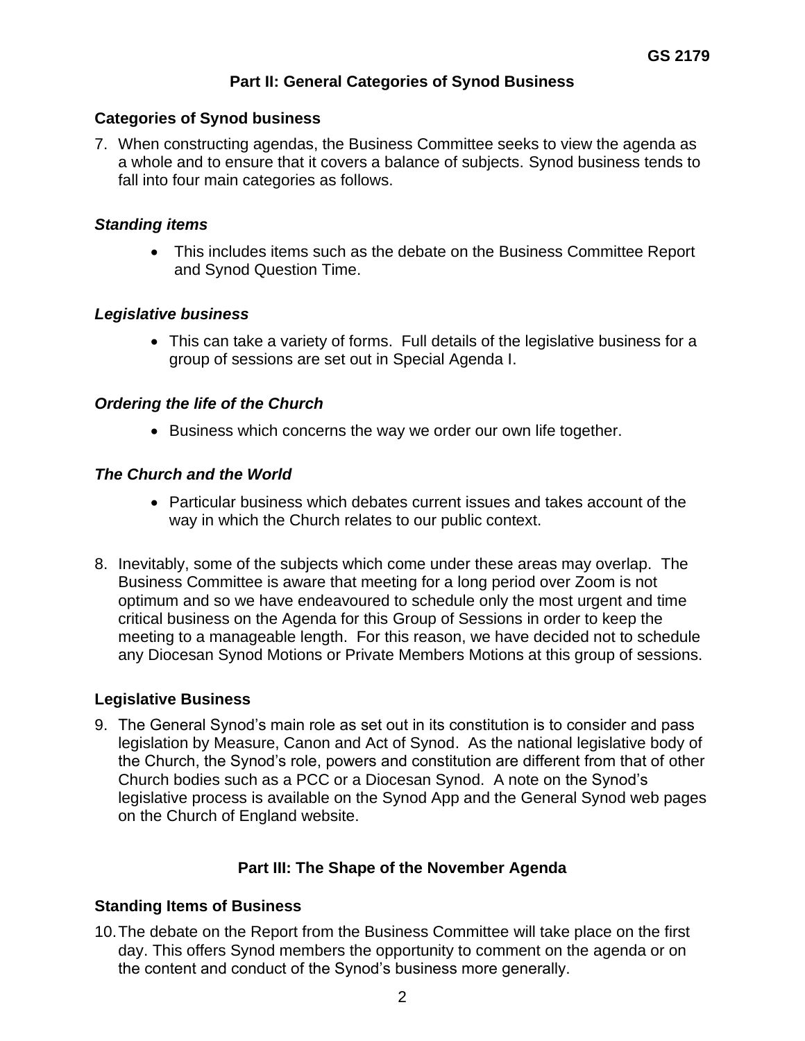## Part II: General Categories of Synod Business

### Categories of Synod business

7. When constructing agendas, the Business Committee seeks to view the agenda as a whole and to ensure that it covers a balance of subjects. Synod business tends to fall into four main categories as follows.

#### *Standing items*

- This includes items such as the debate on the Business Committee Report and Synod Question Time.

#### *Legislative business*

- This can take a variety of forms. Full details of the legislative business for a group of sessions are set out in Special Agenda I.

#### *Ordering the life of the Church*

- Business which concerns the way we order our own life together.

#### *The Church and the World*

- Particular business which debates current issues and takes account of the way in which the Church relates to our public context.

8. Inevitably, some of the subjects which come under these areas may overlap. The Business Committee is aware that meeting for a long period over Zoom is not optimum and so we have endeavoured to schedule only the most urgent and time critical business on the Agenda for this Group of Sessions in order to keep the meeting to a manageable length. For this reason, we have decided not to schedule any Diocesan Synod Motions or Private Members Motions at this group of sessions.

### Legislative Business

9. The General Synod's main role as set out in its constitution is to consider and pass legislation by Measure, Canon and Act of Synod. As the national legislative body of the Church, the Synod's role, powers and constitution are different from that of other Church bodies such as a PCC or a Diocesan Synod. A note on the Synod's legislative process is available on the Synod App and the General Synod web pages on the Church of England website.

## Part III: The Shape of the November Agenda

### Standing Items of Business

10. The debate on the Report from the Business Committee will take place on the first day. This offers Synod members the opportunity to comment on the agenda or on the content and conduct of the Synod's business more generally.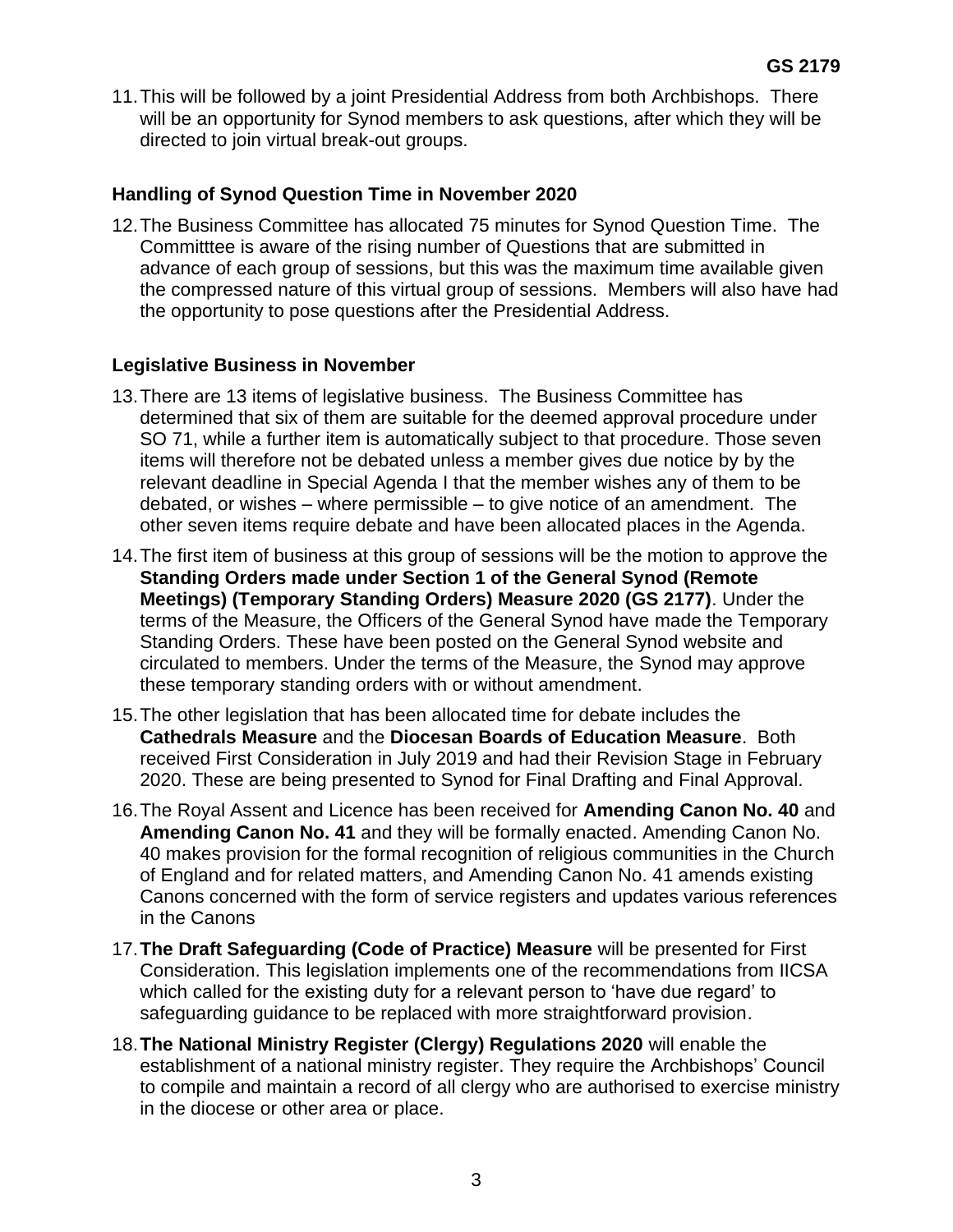11. This will be followed by a joint Presidential Address from both Archbishops. There will be an opportunity for Synod members to ask questions, after which they will be directed to join virtual break-out groups.

### Handling of Synod Question Time in November 2020

12. The Business Committee has allocated 75 minutes for Synod Question Time. The Committtee is aware of the rising number of Questions that are submitted in advance of each group of sessions, but this was the maximum time available given the compressed nature of this virtual group of sessions. Members will also have had the opportunity to pose questions after the Presidential Address.

### Legislative Business in November

13. There are 13 items of legislative business. The Business Committee has determined that six of them are suitable for the deemed approval procedure under SO 71, while a further item is automatically subject to that procedure. Those seven items will therefore not be debated unless a member gives due notice by by the relevant deadline in Special Agenda I that the member wishes any of them to be debated, or wishes – where permissible – to give notice of an amendment. The other seven items require debate and have been allocated places in the Agenda.

14. The first item of business at this group of sessions will be the motion to approve the **Standing Orders made under Section 1 of the General Synod (Remote Meetings) (Temporary Standing Orders) Measure 2020 (GS 2177)**. Under the terms of the Measure, the Officers of the General Synod have made the Temporary Standing Orders. These have been posted on the General Synod website and circulated to members. Under the terms of the Measure, the Synod may approve these temporary standing orders with or without amendment.

15. The other legislation that has been allocated time for debate includes the **Cathedrals Measure** and the **Diocesan Boards of Education Measure**. Both received First Consideration in July 2019 and had their Revision Stage in February 2020. These are being presented to Synod for Final Drafting and Final Approval.

16. The Royal Assent and Licence has been received for **Amending Canon No. 40** and **Amending Canon No. 41** and they will be formally enacted. Amending Canon No. 40 makes provision for the formal recognition of religious communities in the Church of England and for related matters, and Amending Canon No. 41 amends existing Canons concerned with the form of service registers and updates various references in the Canons

17. **The Draft Safeguarding (Code of Practice) Measure** will be presented for First Consideration. This legislation implements one of the recommendations from IICSA which called for the existing duty for a relevant person to 'have due regard' to safeguarding guidance to be replaced with more straightforward provision.

18. **The National Ministry Register (Clergy) Regulations 2020** will enable the establishment of a national ministry register. They require the Archbishops' Council to compile and maintain a record of all clergy who are authorised to exercise ministry in the diocese or other area or place.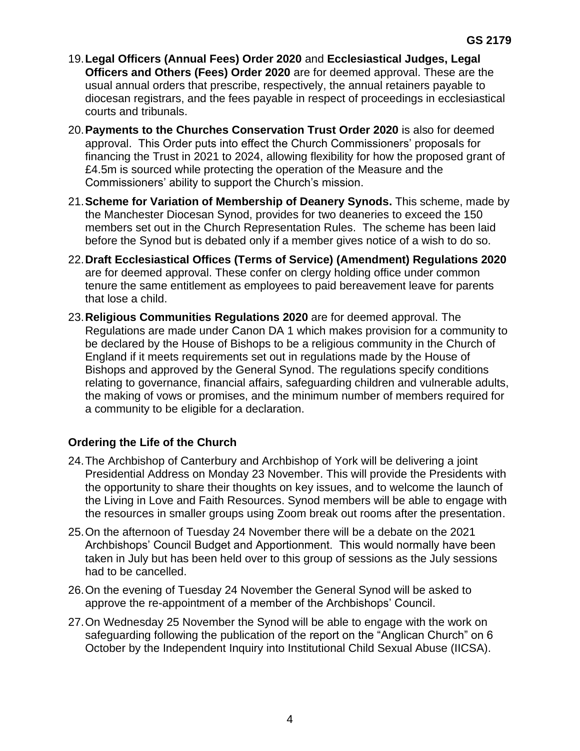19. **Legal Officers (Annual Fees) Order 2020** and **Ecclesiastical Judges, Legal Officers and Others (Fees) Order 2020** are for deemed approval. These are the usual annual orders that prescribe, respectively, the annual retainers payable to diocesan registrars, and the fees payable in respect of proceedings in ecclesiastical courts and tribunals.
20. **Payments to the Churches Conservation Trust Order 2020** is also for deemed approval. This Order puts into effect the Church Commissioners' proposals for financing the Trust in 2021 to 2024, allowing flexibility for how the proposed grant of £4.5m is sourced while protecting the operation of the Measure and the Commissioners' ability to support the Church's mission.
21. **Scheme for Variation of Membership of Deanery Synods.** This scheme, made by the Manchester Diocesan Synod, provides for two deaneries to exceed the 150 members set out in the Church Representation Rules. The scheme has been laid before the Synod but is debated only if a member gives notice of a wish to do so.
22. **Draft Ecclesiastical Offices (Terms of Service) (Amendment) Regulations 2020** are for deemed approval. These confer on clergy holding office under common tenure the same entitlement as employees to paid bereavement leave for parents that lose a child.
23. **Religious Communities Regulations 2020** are for deemed approval. The Regulations are made under Canon DA 1 which makes provision for a community to be declared by the House of Bishops to be a religious community in the Church of England if it meets requirements set out in regulations made by the House of Bishops and approved by the General Synod. The regulations specify conditions relating to governance, financial affairs, safeguarding children and vulnerable adults, the making of vows or promises, and the minimum number of members required for a community to be eligible for a declaration.

**Ordering the Life of the Church**

24. The Archbishop of Canterbury and Archbishop of York will be delivering a joint Presidential Address on Monday 23 November. This will provide the Presidents with the opportunity to share their thoughts on key issues, and to welcome the launch of the Living in Love and Faith Resources. Synod members will be able to engage with the resources in smaller groups using Zoom break out rooms after the presentation.
25. On the afternoon of Tuesday 24 November there will be a debate on the 2021 Archbishops' Council Budget and Apportionment. This would normally have been taken in July but has been held over to this group of sessions as the July sessions had to be cancelled.
26. On the evening of Tuesday 24 November the General Synod will be asked to approve the re-appointment of a member of the Archbishops' Council.
27. On Wednesday 25 November the Synod will be able to engage with the work on safeguarding following the publication of the report on the "Anglican Church" on 6 October by the Independent Inquiry into Institutional Child Sexual Abuse (IICSA).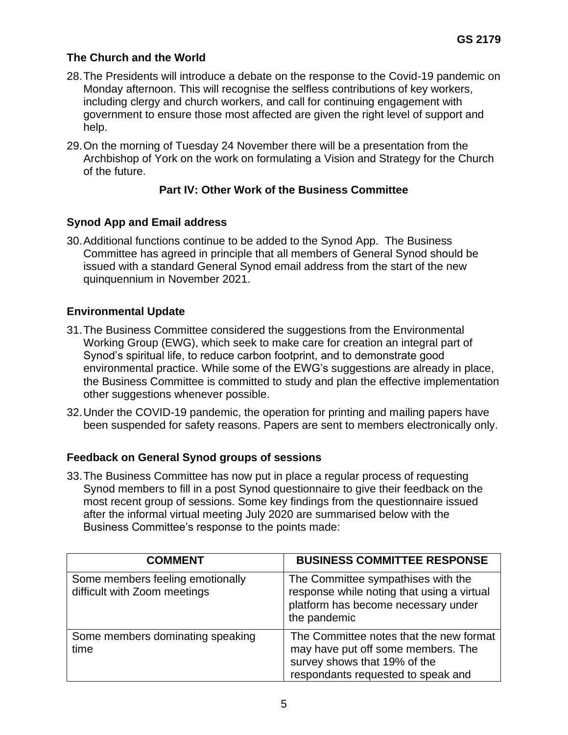### The Church and the World

28. The Presidents will introduce a debate on the response to the Covid-19 pandemic on Monday afternoon. This will recognise the selfless contributions of key workers, including clergy and church workers, and call for continuing engagement with government to ensure those most affected are given the right level of support and help.

29. On the morning of Tuesday 24 November there will be a presentation from the Archbishop of York on the work on formulating a Vision and Strategy for the Church of the future.

## Part IV: Other Work of the Business Committee

### Synod App and Email address

30. Additional functions continue to be added to the Synod App. The Business Committee has agreed in principle that all members of General Synod should be issued with a standard General Synod email address from the start of the new quinquennium in November 2021.

### Environmental Update

31. The Business Committee considered the suggestions from the Environmental Working Group (EWG), which seek to make care for creation an integral part of Synod's spiritual life, to reduce carbon footprint, and to demonstrate good environmental practice. While some of the EWG's suggestions are already in place, the Business Committee is committed to study and plan the effective implementation other suggestions whenever possible.

32. Under the COVID-19 pandemic, the operation for printing and mailing papers have been suspended for safety reasons. Papers are sent to members electronically only.

### Feedback on General Synod groups of sessions

33. The Business Committee has now put in place a regular process of requesting Synod members to fill in a post Synod questionnaire to give their feedback on the most recent group of sessions. Some key findings from the questionnaire issued after the informal virtual meeting July 2020 are summarised below with the Business Committee's response to the points made:

| COMMENT | BUSINESS COMMITTEE RESPONSE |
|---|---|
| Some members feeling emotionally difficult with Zoom meetings | The Committee sympathises with the response while noting that using a virtual platform has become necessary under the pandemic |
| Some members dominating speaking time | The Committee notes that the new format may have put off some members. The survey shows that 19% of the respondants requested to speak and |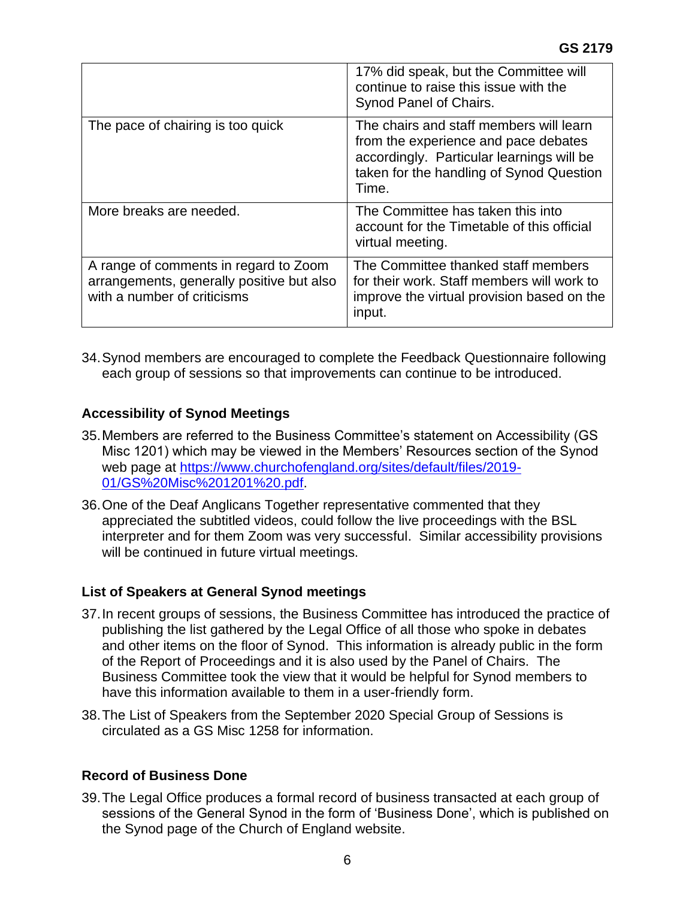| | |
|---|---|
| | 17% did speak, but the Committee will continue to raise this issue with the Synod Panel of Chairs. |
| The pace of chairing is too quick | The chairs and staff members will learn from the experience and pace debates accordingly. Particular learnings will be taken for the handling of Synod Question Time. |
| More breaks are needed. | The Committee has taken this into account for the Timetable of this official virtual meeting. |
| A range of comments in regard to Zoom arrangements, generally positive but also with a number of criticisms | The Committee thanked staff members for their work. Staff members will work to improve the virtual provision based on the input. |

34. Synod members are encouraged to complete the Feedback Questionnaire following each group of sessions so that improvements can continue to be introduced.

### Accessibility of Synod Meetings

35. Members are referred to the Business Committee's statement on Accessibility (GS Misc 1201) which may be viewed in the Members' Resources section of the Synod web page at https://www.churchofengland.org/sites/default/files/2019-01/GS%20Misc%201201%20.pdf.

36. One of the Deaf Anglicans Together representative commented that they appreciated the subtitled videos, could follow the live proceedings with the BSL interpreter and for them Zoom was very successful. Similar accessibility provisions will be continued in future virtual meetings.

### List of Speakers at General Synod meetings

37. In recent groups of sessions, the Business Committee has introduced the practice of publishing the list gathered by the Legal Office of all those who spoke in debates and other items on the floor of Synod. This information is already public in the form of the Report of Proceedings and it is also used by the Panel of Chairs. The Business Committee took the view that it would be helpful for Synod members to have this information available to them in a user-friendly form.

38. The List of Speakers from the September 2020 Special Group of Sessions is circulated as a GS Misc 1258 for information.

### Record of Business Done

39. The Legal Office produces a formal record of business transacted at each group of sessions of the General Synod in the form of 'Business Done', which is published on the Synod page of the Church of England website.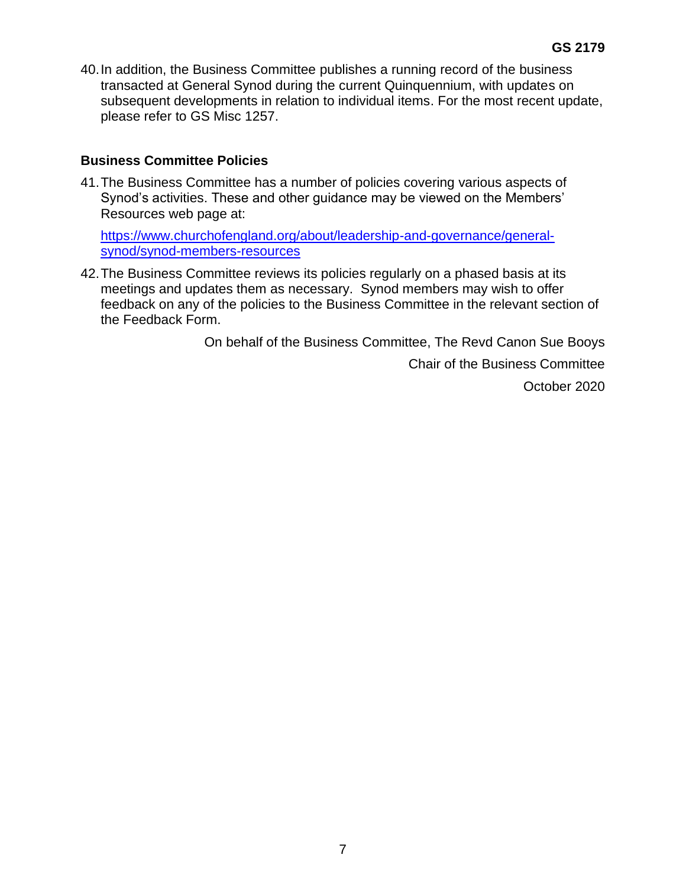40. In addition, the Business Committee publishes a running record of the business transacted at General Synod during the current Quinquennium, with updates on subsequent developments in relation to individual items. For the most recent update, please refer to GS Misc 1257.

### Business Committee Policies

41. The Business Committee has a number of policies covering various aspects of Synod's activities. These and other guidance may be viewed on the Members' Resources web page at:

    [https://www.churchofengland.org/about/leadership-and-governance/general-synod/synod-members-resources](https://www.churchofengland.org/about/leadership-and-governance/general-synod/synod-members-resources)

42. The Business Committee reviews its policies regularly on a phased basis at its meetings and updates them as necessary. Synod members may wish to offer feedback on any of the policies to the Business Committee in the relevant section of the Feedback Form.

On behalf of the Business Committee, The Revd Canon Sue Booys

Chair of the Business Committee

October 2020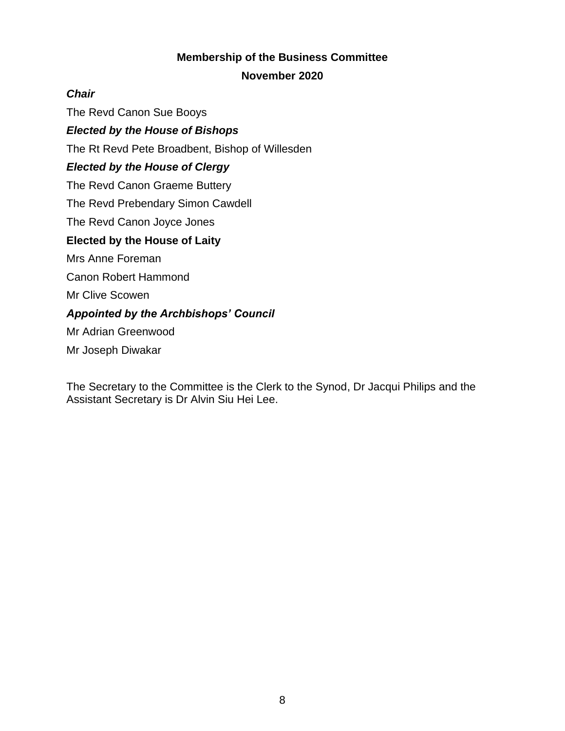## Membership of the Business Committee

## November 2020

***Chair***

The Revd Canon Sue Booys

***Elected by the House of Bishops***

The Rt Revd Pete Broadbent, Bishop of Willesden

***Elected by the House of Clergy***

The Revd Canon Graeme Buttery

The Revd Prebendary Simon Cawdell

The Revd Canon Joyce Jones

**Elected by the House of Laity**

Mrs Anne Foreman

Canon Robert Hammond

Mr Clive Scowen

***Appointed by the Archbishops' Council***

Mr Adrian Greenwood

Mr Joseph Diwakar

The Secretary to the Committee is the Clerk to the Synod, Dr Jacqui Philips and the Assistant Secretary is Dr Alvin Siu Hei Lee.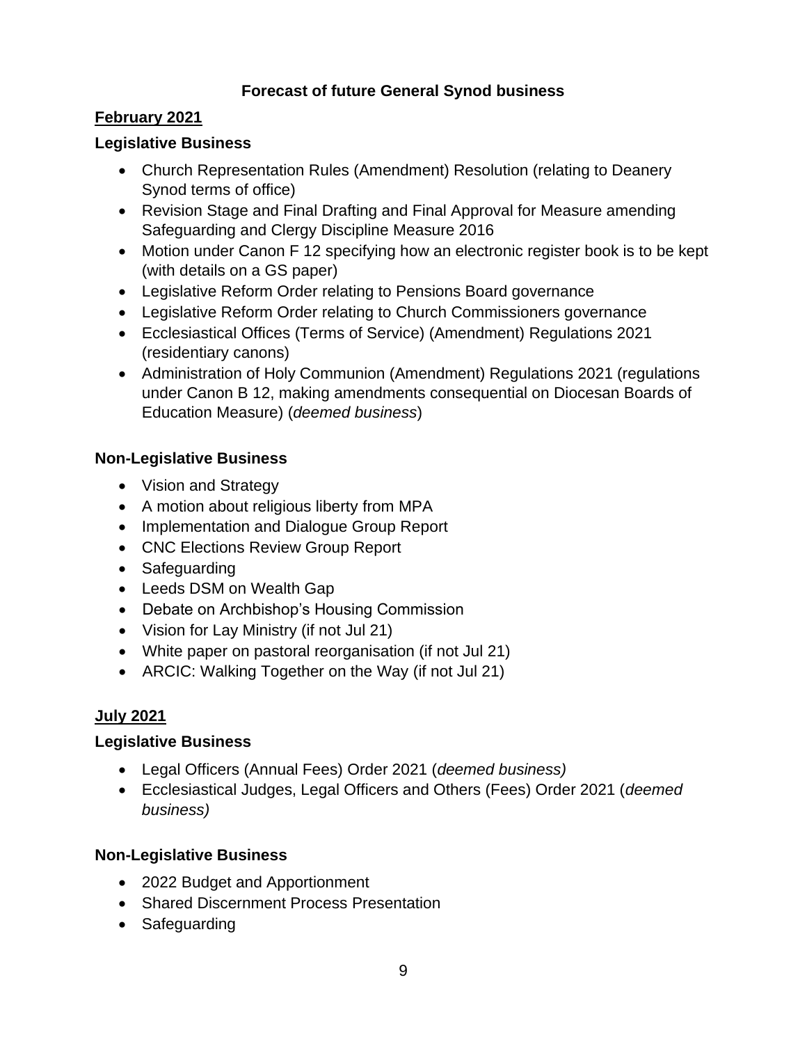# Forecast of future General Synod business

## February 2021

### Legislative Business

- Church Representation Rules (Amendment) Resolution (relating to Deanery Synod terms of office)
- Revision Stage and Final Drafting and Final Approval for Measure amending Safeguarding and Clergy Discipline Measure 2016
- Motion under Canon F 12 specifying how an electronic register book is to be kept (with details on a GS paper)
- Legislative Reform Order relating to Pensions Board governance
- Legislative Reform Order relating to Church Commissioners governance
- Ecclesiastical Offices (Terms of Service) (Amendment) Regulations 2021 (residentiary canons)
- Administration of Holy Communion (Amendment) Regulations 2021 (regulations under Canon B 12, making amendments consequential on Diocesan Boards of Education Measure) (*deemed business*)

### Non-Legislative Business

- Vision and Strategy
- A motion about religious liberty from MPA
- Implementation and Dialogue Group Report
- CNC Elections Review Group Report
- Safeguarding
- Leeds DSM on Wealth Gap
- Debate on Archbishop's Housing Commission
- Vision for Lay Ministry (if not Jul 21)
- White paper on pastoral reorganisation (if not Jul 21)
- ARCIC: Walking Together on the Way (if not Jul 21)

## July 2021

### Legislative Business

- Legal Officers (Annual Fees) Order 2021 (*deemed business)*
- Ecclesiastical Judges, Legal Officers and Others (Fees) Order 2021 (*deemed business)*

### Non-Legislative Business

- 2022 Budget and Apportionment
- Shared Discernment Process Presentation
- Safeguarding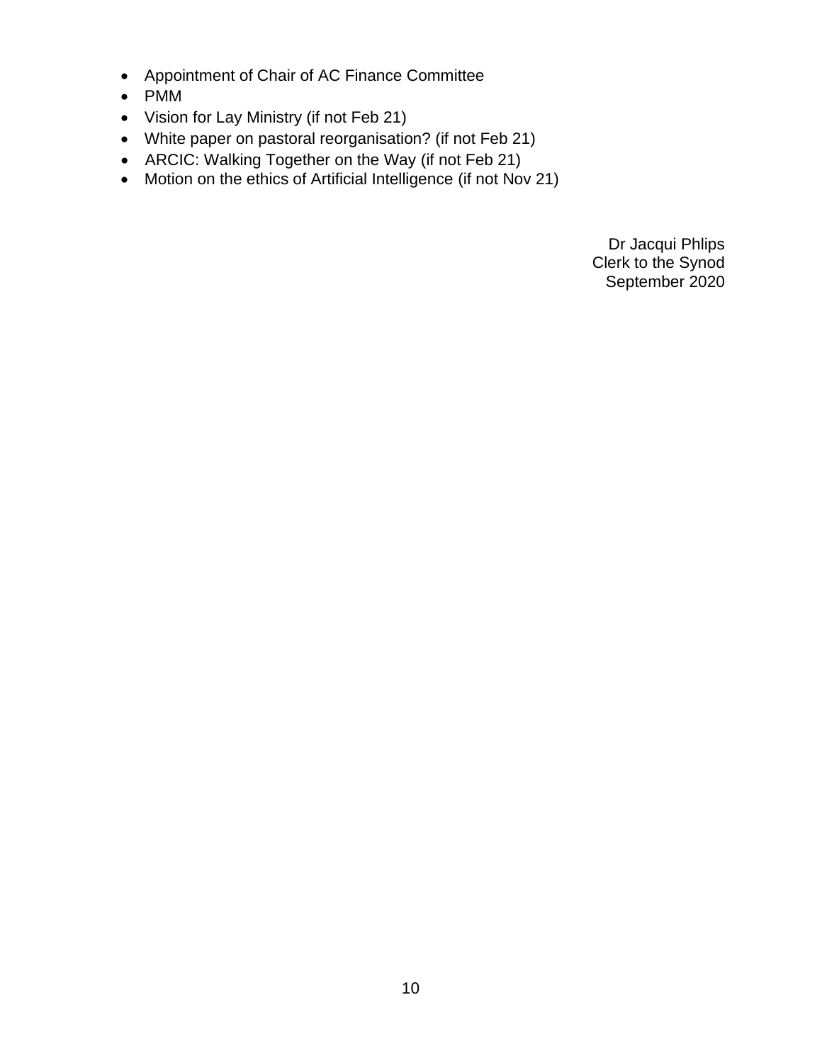- Appointment of Chair of AC Finance Committee
- PMM
- Vision for Lay Ministry (if not Feb 21)
- White paper on pastoral reorganisation? (if not Feb 21)
- ARCIC: Walking Together on the Way (if not Feb 21)
- Motion on the ethics of Artificial Intelligence (if not Nov 21)

Dr Jacqui Phlips
Clerk to the Synod
September 2020